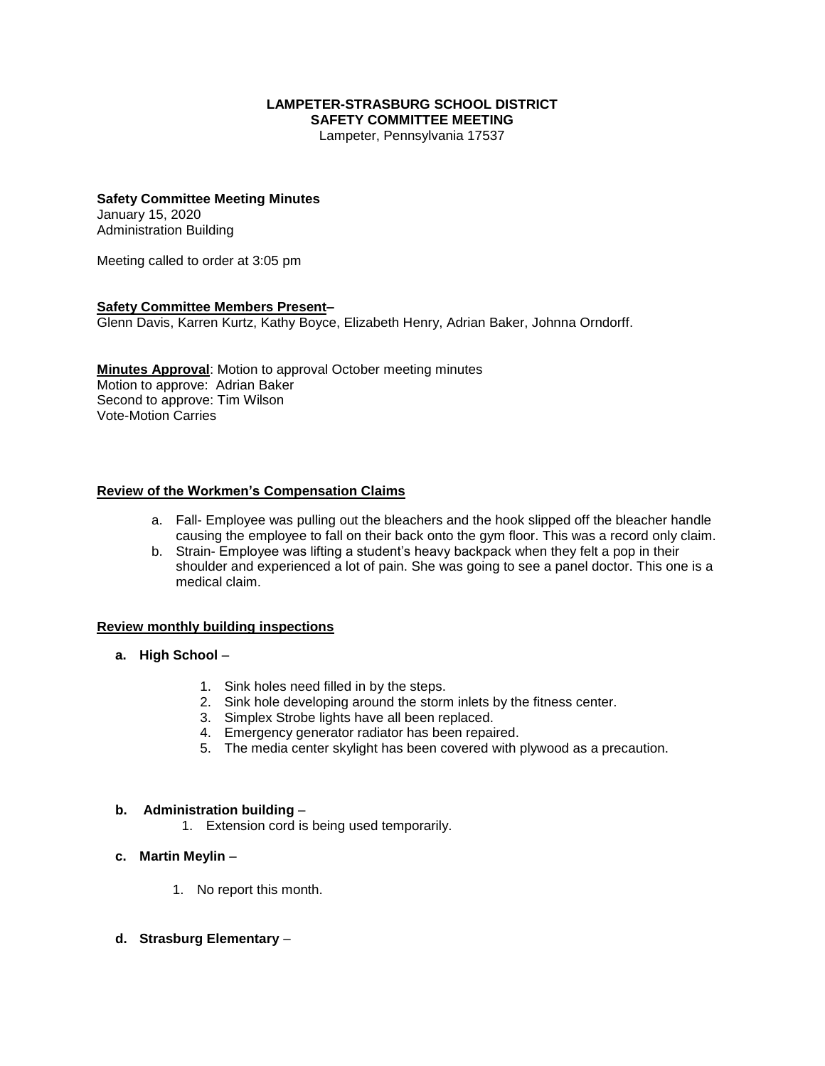**LAMPETER-STRASBURG SCHOOL DISTRICT**
**SAFETY COMMITTEE MEETING**
Lampeter, Pennsylvania 17537

**Safety Committee Meeting Minutes**
January 15, 2020
Administration Building

Meeting called to order at 3:05 pm

**Safety Committee Members Present–**
Glenn Davis, Karren Kurtz, Kathy Boyce, Elizabeth Henry, Adrian Baker, Johnna Orndorff.

**Minutes Approval**: Motion to approval October meeting minutes
Motion to approve: Adrian Baker
Second to approve: Tim Wilson
Vote-Motion Carries

**Review of the Workmen's Compensation Claims**

a. Fall- Employee was pulling out the bleachers and the hook slipped off the bleacher handle causing the employee to fall on their back onto the gym floor. This was a record only claim.
b. Strain- Employee was lifting a student's heavy backpack when they felt a pop in their shoulder and experienced a lot of pain. She was going to see a panel doctor. This one is a medical claim.

**Review monthly building inspections**

**a. High School** –

1. Sink holes need filled in by the steps.
2. Sink hole developing around the storm inlets by the fitness center.
3. Simplex Strobe lights have all been replaced.
4. Emergency generator radiator has been repaired.
5. The media center skylight has been covered with plywood as a precaution.

**b. Administration building** –

1. Extension cord is being used temporarily.

**c. Martin Meylin** –

1. No report this month.

**d. Strasburg Elementary** –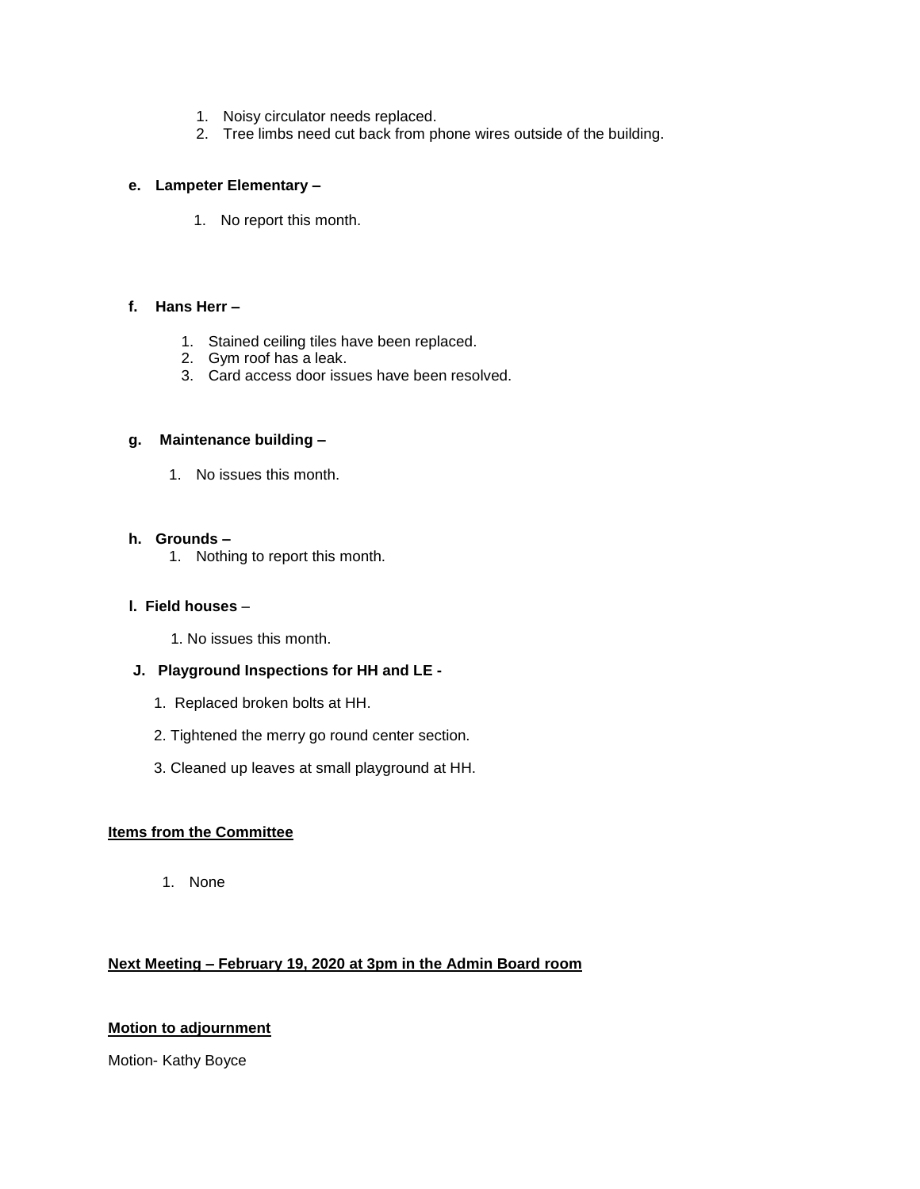1. Noisy circulator needs replaced.
2. Tree limbs need cut back from phone wires outside of the building.

**e. Lampeter Elementary –**

1. No report this month.

**f. Hans Herr –**

1. Stained ceiling tiles have been replaced.
2. Gym roof has a leak.
3. Card access door issues have been resolved.

**g. Maintenance building –**

1. No issues this month.

**h. Grounds –**

1. Nothing to report this month.

**I. Field houses** –

1. No issues this month.

**J. Playground Inspections for HH and LE -**

1. Replaced broken bolts at HH.
2. Tightened the merry go round center section.
3. Cleaned up leaves at small playground at HH.

**Items from the Committee**

1. None

**Next Meeting – February 19, 2020 at 3pm in the Admin Board room**

**Motion to adjournment**

Motion- Kathy Boyce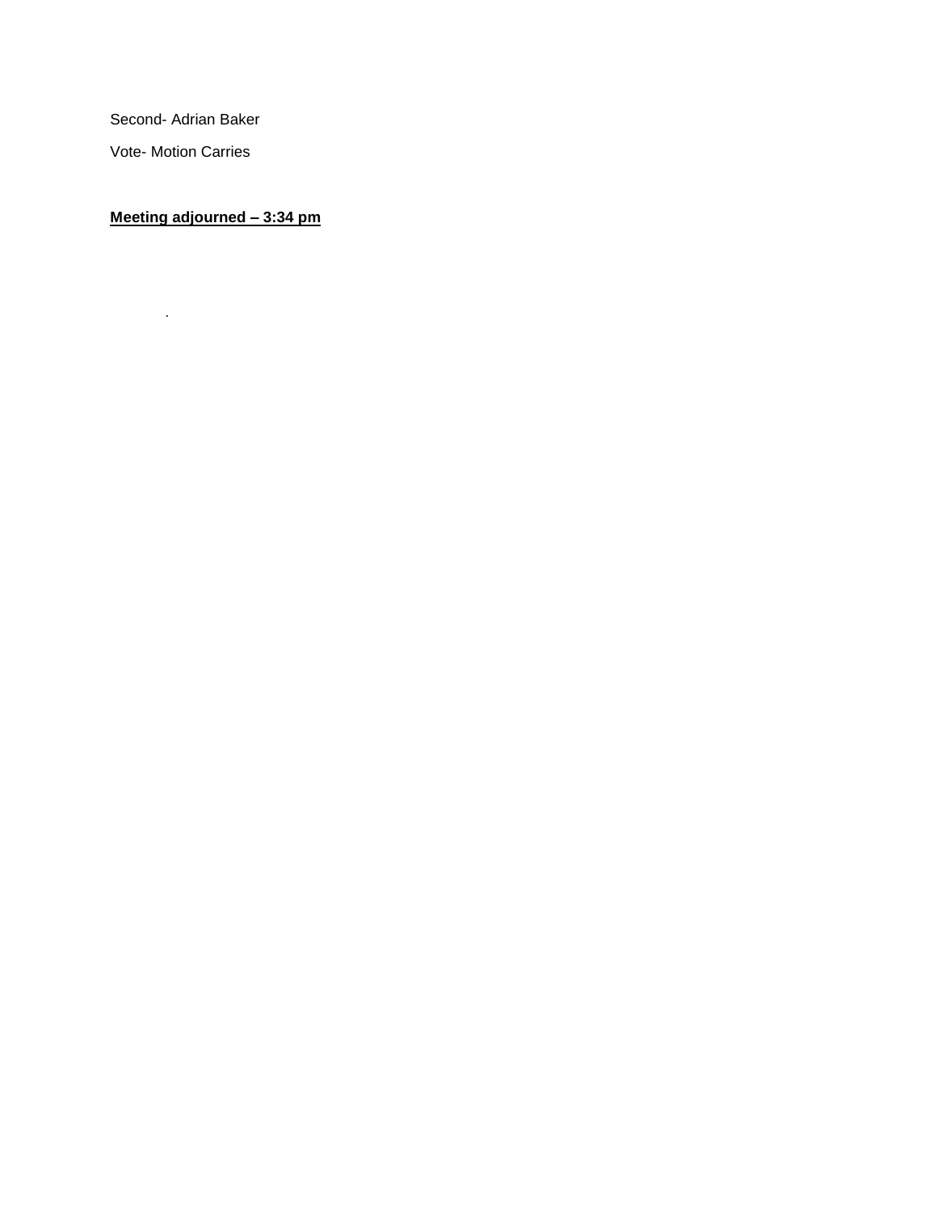Second- Adrian Baker

Vote- Motion Carries

**Meeting adjourned – 3:34 pm**